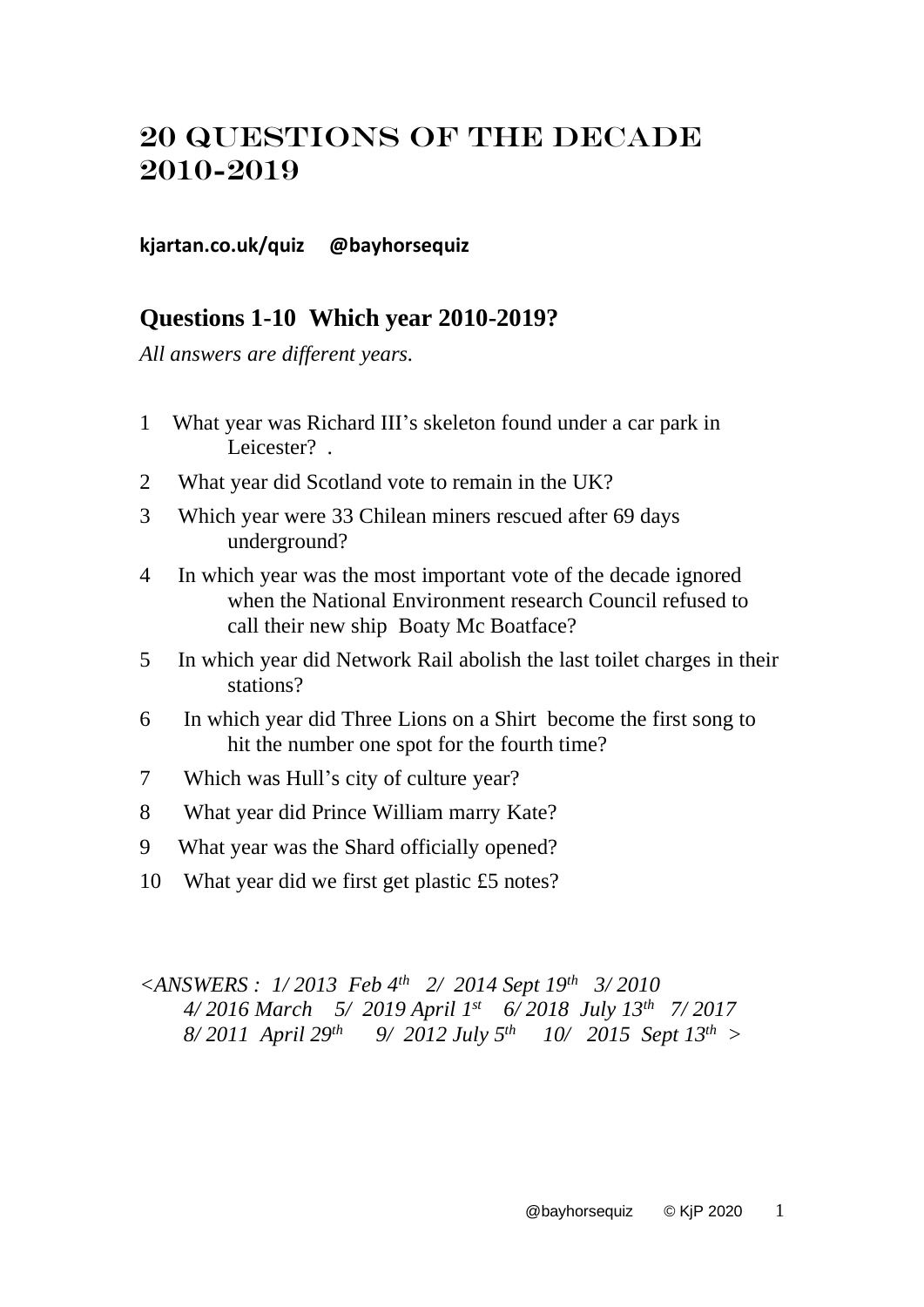# 20 QUESTIONS OF THE DECADE 2010-2019

**kjartan.co.uk/quiz @bayhorsequiz**

## Questions 1-10 Which year 2010-2019?

*All answers are different years.*

1. What year was Richard III's skeleton found under a car park in Leicester? .
2. What year did Scotland vote to remain in the UK?
3. Which year were 33 Chilean miners rescued after 69 days underground?
4. In which year was the most important vote of the decade ignored when the National Environment research Council refused to call their new ship Boaty Mc Boatface?
5. In which year did Network Rail abolish the last toilet charges in their stations?
6. In which year did Three Lions on a Shirt become the first song to hit the number one spot for the fourth time?
7. Which was Hull's city of culture year?
8. What year did Prince William marry Kate?
9. What year was the Shard officially opened?
10. What year did we first get plastic £5 notes?

*<ANSWERS : 1/ 2013 Feb 4th 2/ 2014 Sept 19th 3/ 2010 4/ 2016 March 5/ 2019 April 1st 6/ 2018 July 13th 7/ 2017 8/ 2011 April 29th 9/ 2012 July 5th 10/ 2015 Sept 13th >*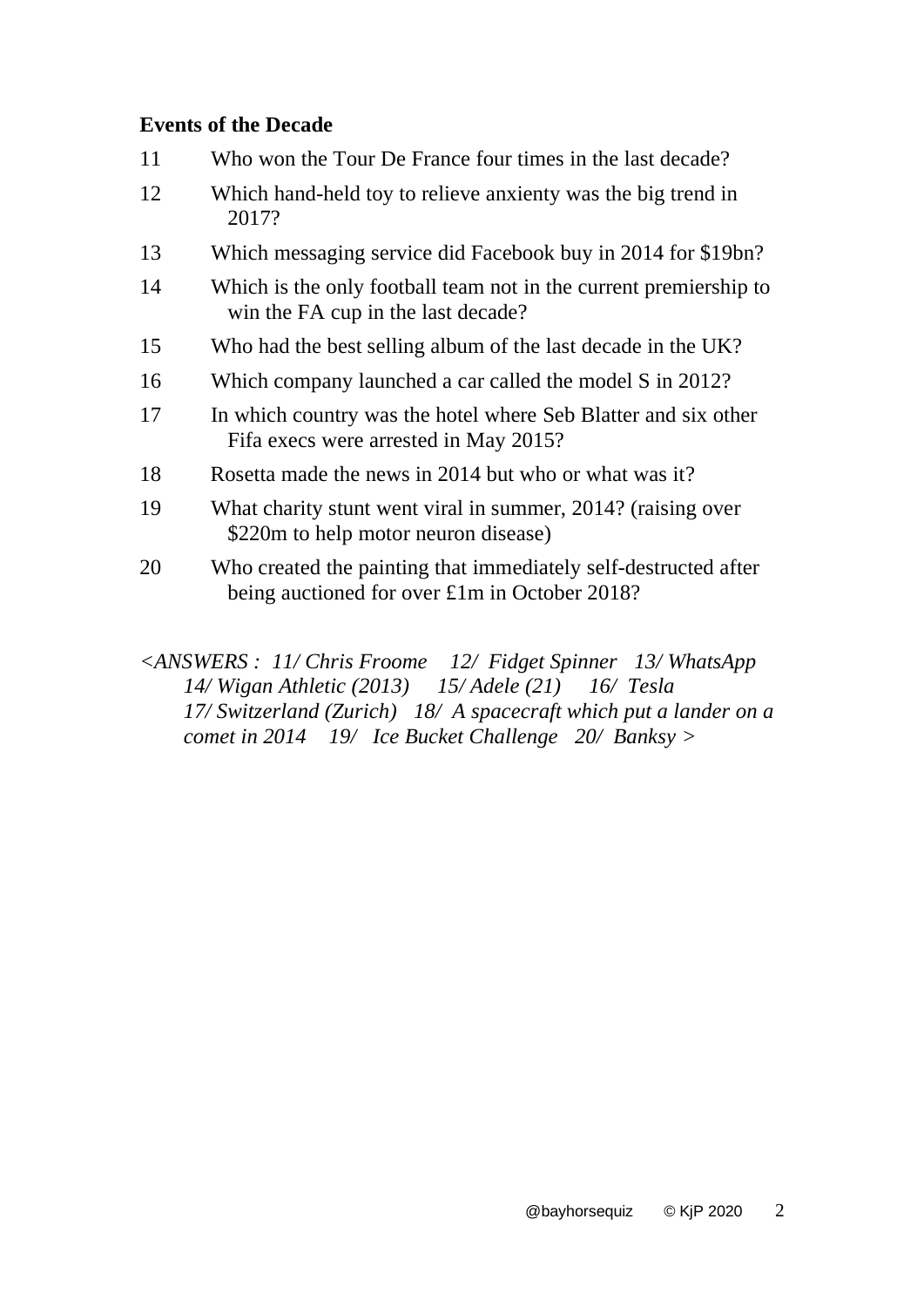**Events of the Decade**

11 Who won the Tour De France four times in the last decade?

12 Which hand-held toy to relieve anxiety was the big trend in 2017?

13 Which messaging service did Facebook buy in 2014 for $19bn?

14 Which is the only football team not in the current premiership to win the FA cup in the last decade?

15 Who had the best selling album of the last decade in the UK?

16 Which company launched a car called the model S in 2012?

17 In which country was the hotel where Seb Blatter and six other Fifa execs were arrested in May 2015?

18 Rosetta made the news in 2014 but who or what was it?

19 What charity stunt went viral in summer, 2014? (raising over $220m to help motor neuron disease)

20 Who created the painting that immediately self-destructed after being auctioned for over £1m in October 2018?

*<ANSWERS : 11/ Chris Froome 12/ Fidget Spinner 13/ WhatsApp 14/ Wigan Athletic (2013) 15/ Adele (21) 16/ Tesla 17/ Switzerland (Zurich) 18/ A spacecraft which put a lander on a comet in 2014 19/ Ice Bucket Challenge 20/ Banksy >*